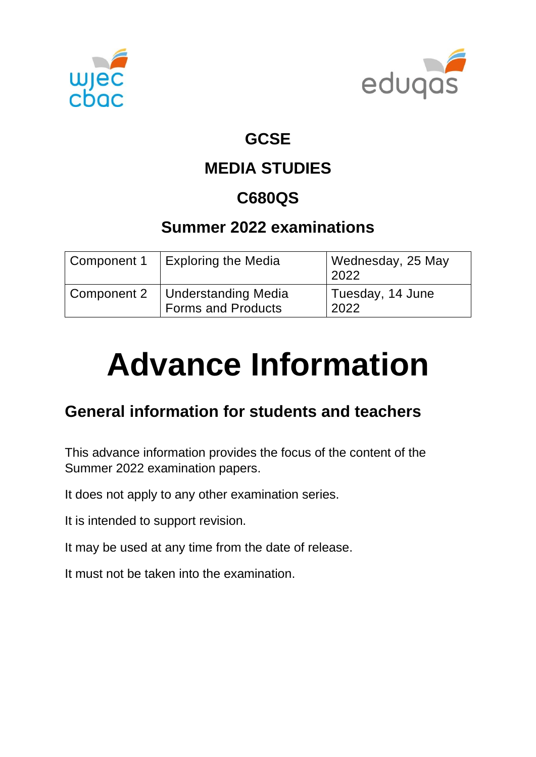# GCSE

# MEDIA STUDIES

# C680QS

## Summer 2022 examinations

| Component 1 | Exploring the Media | Wednesday, 25 May 2022 |
|---|---|---|
| Component 2 | Understanding Media Forms and Products | Tuesday, 14 June 2022 |

# Advance Information

## General information for students and teachers

This advance information provides the focus of the content of the Summer 2022 examination papers.

It does not apply to any other examination series.

It is intended to support revision.

It may be used at any time from the date of release.

It must not be taken into the examination.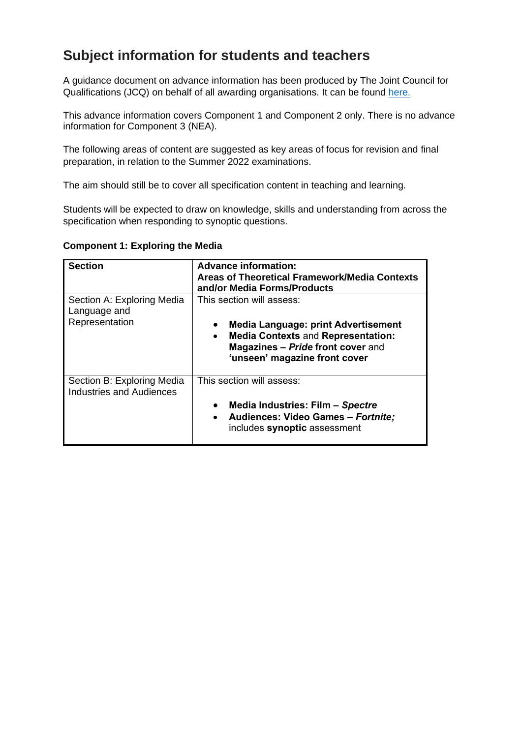## Subject information for students and teachers

A guidance document on advance information has been produced by The Joint Council for Qualifications (JCQ) on behalf of all awarding organisations. It can be found here.

This advance information covers Component 1 and Component 2 only. There is no advance information for Component 3 (NEA).

The following areas of content are suggested as key areas of focus for revision and final preparation, in relation to the Summer 2022 examinations.

The aim should still be to cover all specification content in teaching and learning.

Students will be expected to draw on knowledge, skills and understanding from across the specification when responding to synoptic questions.

**Component 1: Exploring the Media**

| **Section** | **Advance information: Areas of Theoretical Framework/Media Contexts and/or Media Forms/Products** |
|---|---|
| Section A: Exploring Media Language and Representation | This section will assess:<br>• **Media Language: print Advertisement**<br>• **Media Contexts** and **Representation: Magazines – *Pride* front cover** and **'unseen' magazine front cover** |
| Section B: Exploring Media Industries and Audiences | This section will assess:<br>• **Media Industries: Film – *Spectre***<br>• **Audiences: Video Games – *Fortnite;*** includes **synoptic** assessment |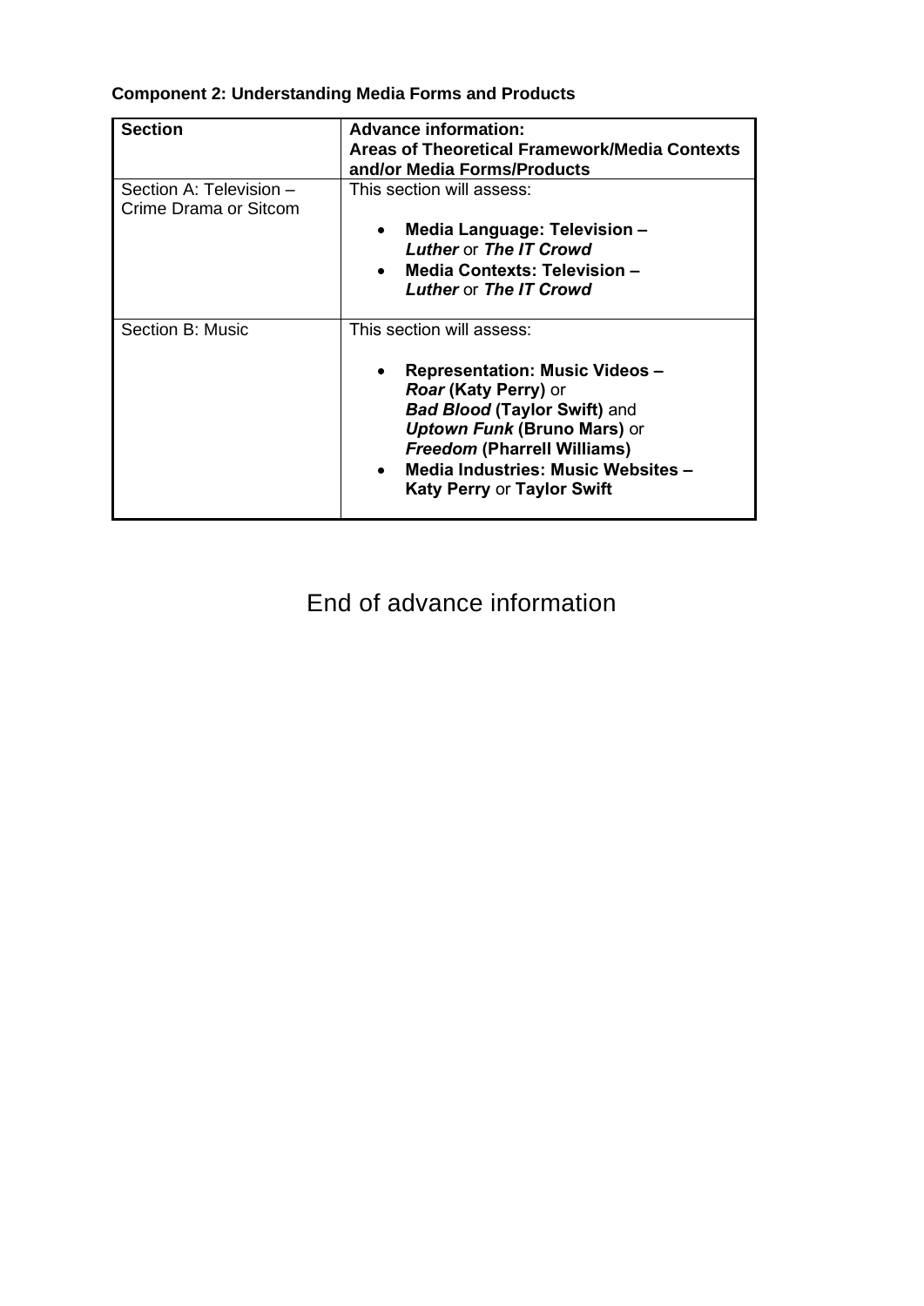**Component 2: Understanding Media Forms and Products**

| Section | Advance information: Areas of Theoretical Framework/Media Contexts and/or Media Forms/Products |
|---|---|
| Section A: Television – Crime Drama or Sitcom | This section will assess:<br><br>• **Media Language: Television – *Luther*** or ***The IT Crowd***<br>• **Media Contexts: Television – *Luther*** or ***The IT Crowd*** |
| Section B: Music | This section will assess:<br><br>• **Representation: Music Videos – *Roar* (Katy Perry)** or ***Bad Blood* (Taylor Swift)** and ***Uptown Funk* (Bruno Mars)** or ***Freedom* (Pharrell Williams)**<br>• **Media Industries: Music Websites – Katy Perry** or **Taylor Swift** |

End of advance information